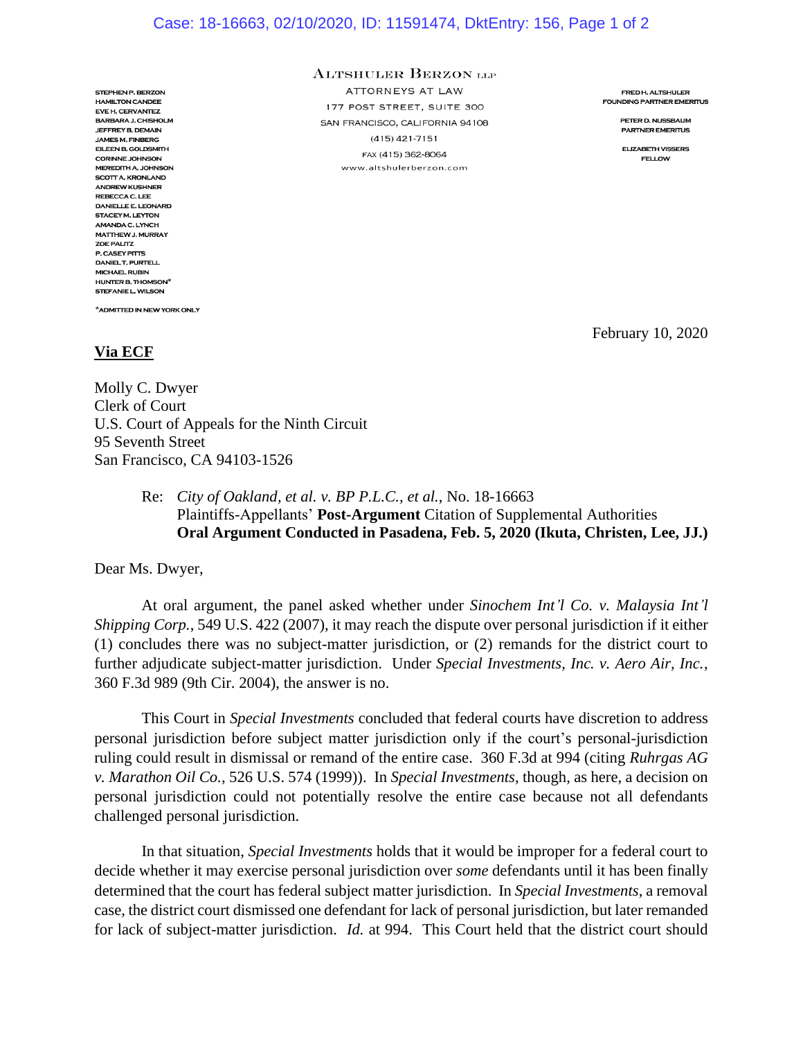ALTSHULER BERZON LLP
ATTORNEYS AT LAW
177 POST STREET, SUITE 300
SAN FRANCISCO, CALIFORNIA 94108
(415) 421-7151
FAX (415) 362-8064
www.altshulerberzon.com

STEPHEN P. BERZON
HAMILTON CANDEE
EVE H. CERVANTEZ
BARBARA J. CHISHOLM
JEFFREY B. DEMAIN
JAMES M. FINBERG
EILEEN B. GOLDSMITH
CORINNE JOHNSON
MEREDITH A. JOHNSON
SCOTT A. KRONLAND
ANDREW KUSHNER
REBECCA C. LEE
DANIELLE E. LEONARD
STACEY M. LEYTON
AMANDA C. LYNCH
MATTHEW J. MURRAY
ZOE PALITZ
P. CASEY PITTS
DANIEL T. PURTELL
MICHAEL RUBIN
HUNTER B. THOMSON*
STEFANIE L. WILSON

*ADMITTED IN NEW YORK ONLY

FRED H. ALTSHULER
FOUNDING PARTNER EMERITUS

PETER D. NUSSBAUM
PARTNER EMERITUS

ELIZABETH VISSERS
FELLOW

February 10, 2020

**Via ECF**

Molly C. Dwyer
Clerk of Court
U.S. Court of Appeals for the Ninth Circuit
95 Seventh Street
San Francisco, CA 94103-1526

Re: *City of Oakland, et al. v. BP P.L.C., et al.*, No. 18-16663
Plaintiffs-Appellants' **Post-Argument** Citation of Supplemental Authorities
**Oral Argument Conducted in Pasadena, Feb. 5, 2020 (Ikuta, Christen, Lee, JJ.)**

Dear Ms. Dwyer,

At oral argument, the panel asked whether under *Sinochem Int'l Co. v. Malaysia Int'l Shipping Corp.*, 549 U.S. 422 (2007), it may reach the dispute over personal jurisdiction if it either (1) concludes there was no subject-matter jurisdiction, or (2) remands for the district court to further adjudicate subject-matter jurisdiction. Under *Special Investments, Inc. v. Aero Air, Inc.*, 360 F.3d 989 (9th Cir. 2004), the answer is no.

This Court in *Special Investments* concluded that federal courts have discretion to address personal jurisdiction before subject matter jurisdiction only if the court's personal-jurisdiction ruling could result in dismissal or remand of the entire case. 360 F.3d at 994 (citing *Ruhrgas AG v. Marathon Oil Co.*, 526 U.S. 574 (1999)). In *Special Investments*, though, as here, a decision on personal jurisdiction could not potentially resolve the entire case because not all defendants challenged personal jurisdiction.

In that situation, *Special Investments* holds that it would be improper for a federal court to decide whether it may exercise personal jurisdiction over *some* defendants until it has been finally determined that the court has federal subject matter jurisdiction. In *Special Investments*, a removal case, the district court dismissed one defendant for lack of personal jurisdiction, but later remanded for lack of subject-matter jurisdiction. *Id.* at 994. This Court held that the district court should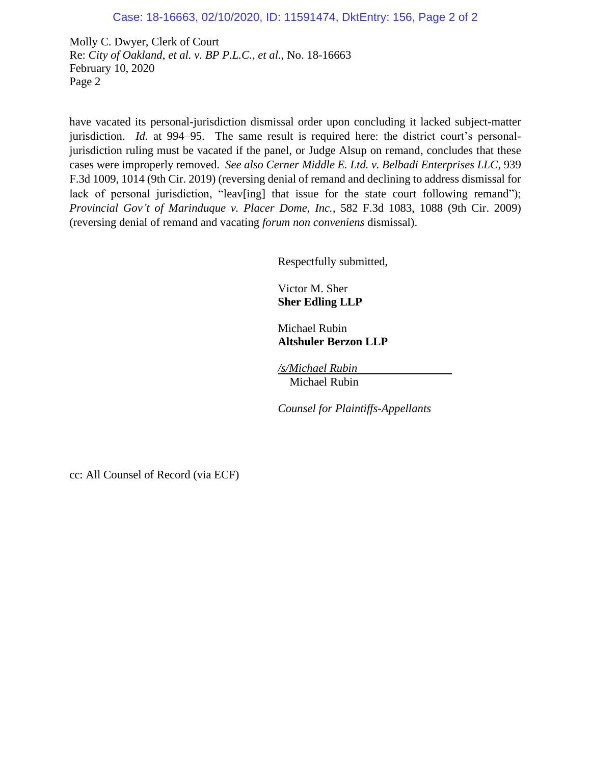Molly C. Dwyer, Clerk of Court
Re: *City of Oakland, et al. v. BP P.L.C., et al.*, No. 18-16663
February 10, 2020
Page 2

have vacated its personal-jurisdiction dismissal order upon concluding it lacked subject-matter jurisdiction. *Id.* at 994–95. The same result is required here: the district court's personal-jurisdiction ruling must be vacated if the panel, or Judge Alsup on remand, concludes that these cases were improperly removed. *See also Cerner Middle E. Ltd. v. Belbadi Enterprises LLC*, 939 F.3d 1009, 1014 (9th Cir. 2019) (reversing denial of remand and declining to address dismissal for lack of personal jurisdiction, "leav[ing] that issue for the state court following remand"); *Provincial Gov't of Marinduque v. Placer Dome, Inc.*, 582 F.3d 1083, 1088 (9th Cir. 2009) (reversing denial of remand and vacating *forum non conveniens* dismissal).

Respectfully submitted,

Victor M. Sher
**Sher Edling LLP**

Michael Rubin
**Altshuler Berzon LLP**

*/s/Michael Rubin*
Michael Rubin

*Counsel for Plaintiffs-Appellants*

cc: All Counsel of Record (via ECF)